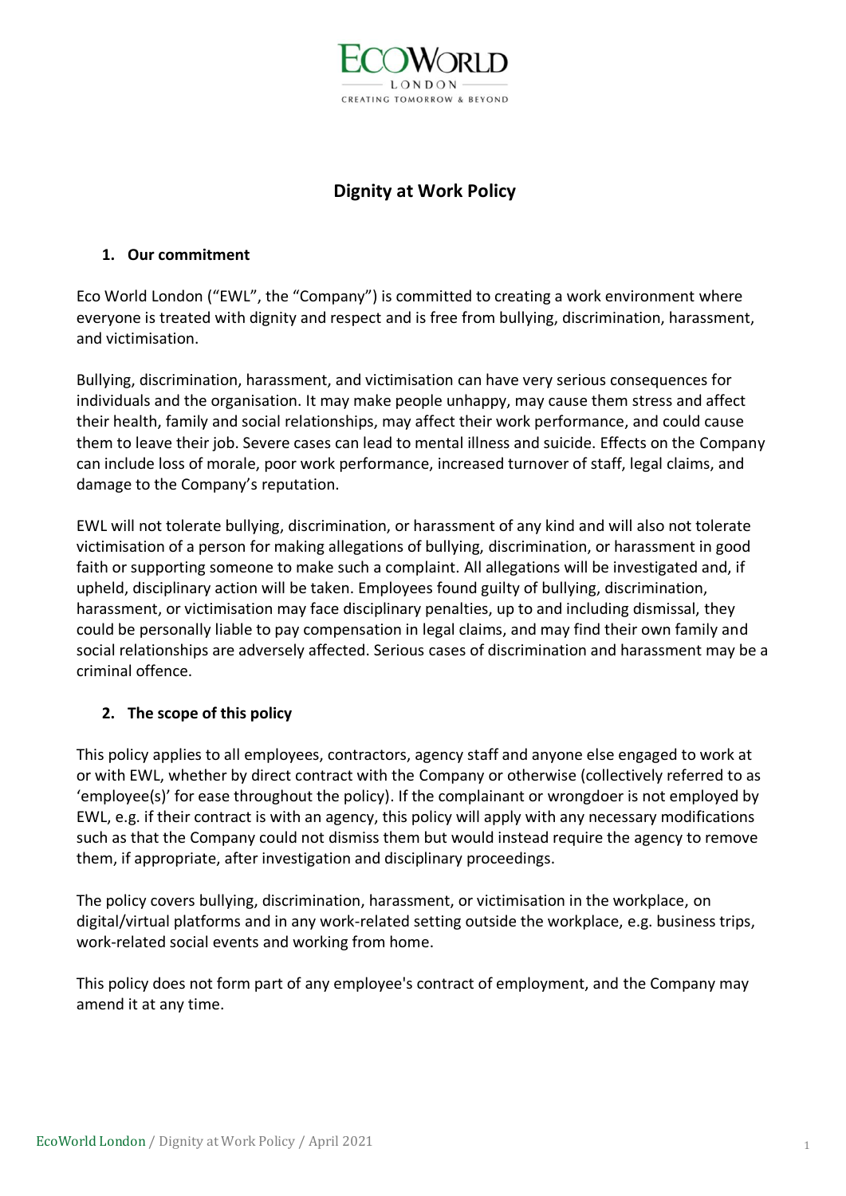# Dignity at Work Policy

## 1. Our commitment

Eco World London ("EWL", the "Company") is committed to creating a work environment where everyone is treated with dignity and respect and is free from bullying, discrimination, harassment, and victimisation.

Bullying, discrimination, harassment, and victimisation can have very serious consequences for individuals and the organisation. It may make people unhappy, may cause them stress and affect their health, family and social relationships, may affect their work performance, and could cause them to leave their job. Severe cases can lead to mental illness and suicide. Effects on the Company can include loss of morale, poor work performance, increased turnover of staff, legal claims, and damage to the Company's reputation.

EWL will not tolerate bullying, discrimination, or harassment of any kind and will also not tolerate victimisation of a person for making allegations of bullying, discrimination, or harassment in good faith or supporting someone to make such a complaint. All allegations will be investigated and, if upheld, disciplinary action will be taken. Employees found guilty of bullying, discrimination, harassment, or victimisation may face disciplinary penalties, up to and including dismissal, they could be personally liable to pay compensation in legal claims, and may find their own family and social relationships are adversely affected. Serious cases of discrimination and harassment may be a criminal offence.

## 2. The scope of this policy

This policy applies to all employees, contractors, agency staff and anyone else engaged to work at or with EWL, whether by direct contract with the Company or otherwise (collectively referred to as 'employee(s)' for ease throughout the policy). If the complainant or wrongdoer is not employed by EWL, e.g. if their contract is with an agency, this policy will apply with any necessary modifications such as that the Company could not dismiss them but would instead require the agency to remove them, if appropriate, after investigation and disciplinary proceedings.

The policy covers bullying, discrimination, harassment, or victimisation in the workplace, on digital/virtual platforms and in any work-related setting outside the workplace, e.g. business trips, work-related social events and working from home.

This policy does not form part of any employee's contract of employment, and the Company may amend it at any time.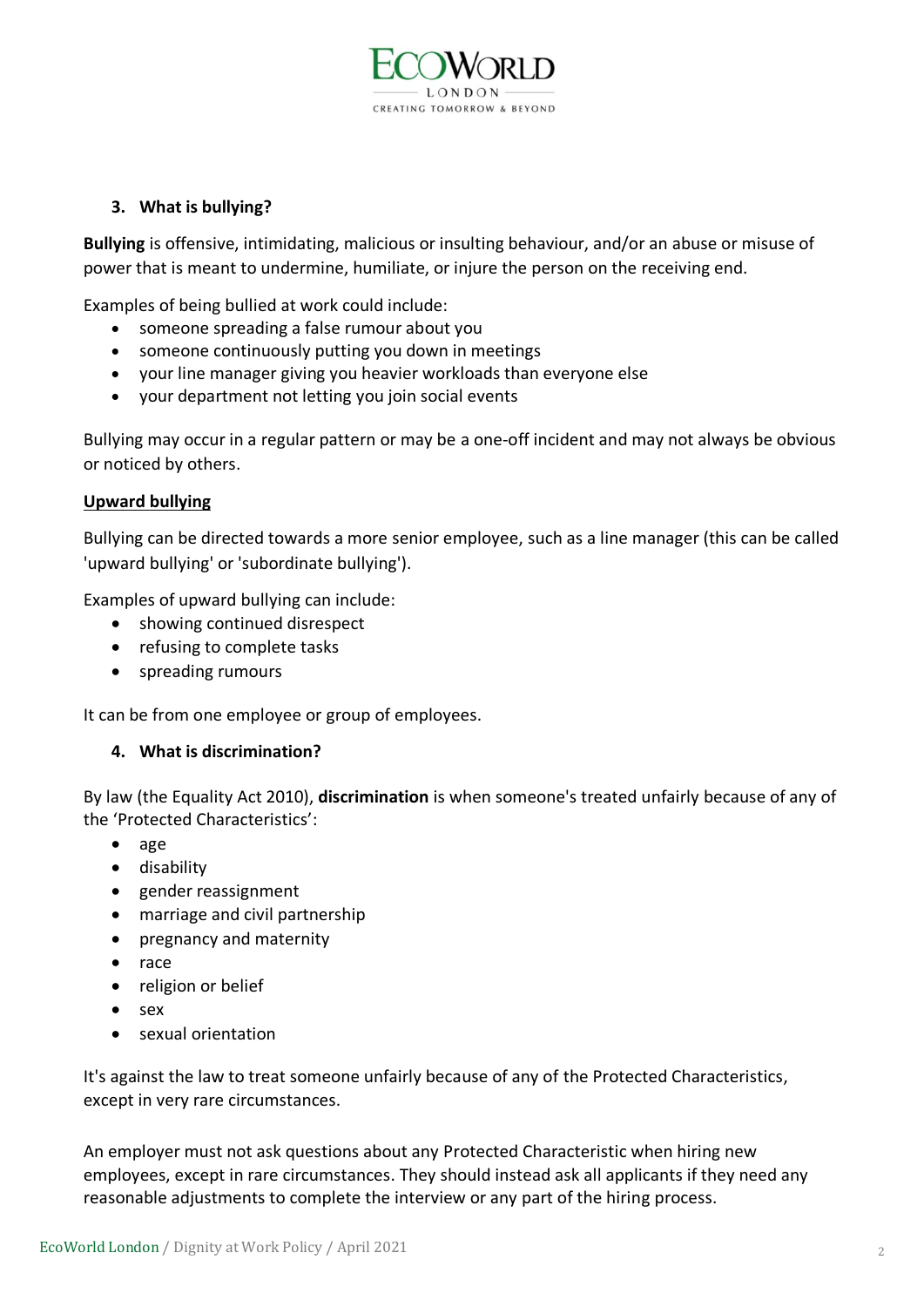## 3. What is bullying?

**Bullying** is offensive, intimidating, malicious or insulting behaviour, and/or an abuse or misuse of power that is meant to undermine, humiliate, or injure the person on the receiving end.

Examples of being bullied at work could include:

- someone spreading a false rumour about you
- someone continuously putting you down in meetings
- your line manager giving you heavier workloads than everyone else
- your department not letting you join social events

Bullying may occur in a regular pattern or may be a one-off incident and may not always be obvious or noticed by others.

### Upward bullying

Bullying can be directed towards a more senior employee, such as a line manager (this can be called 'upward bullying' or 'subordinate bullying').

Examples of upward bullying can include:

- showing continued disrespect
- refusing to complete tasks
- spreading rumours

It can be from one employee or group of employees.

## 4. What is discrimination?

By law (the Equality Act 2010), **discrimination** is when someone's treated unfairly because of any of the 'Protected Characteristics':

- age
- disability
- gender reassignment
- marriage and civil partnership
- pregnancy and maternity
- race
- religion or belief
- sex
- sexual orientation

It's against the law to treat someone unfairly because of any of the Protected Characteristics, except in very rare circumstances.

An employer must not ask questions about any Protected Characteristic when hiring new employees, except in rare circumstances. They should instead ask all applicants if they need any reasonable adjustments to complete the interview or any part of the hiring process.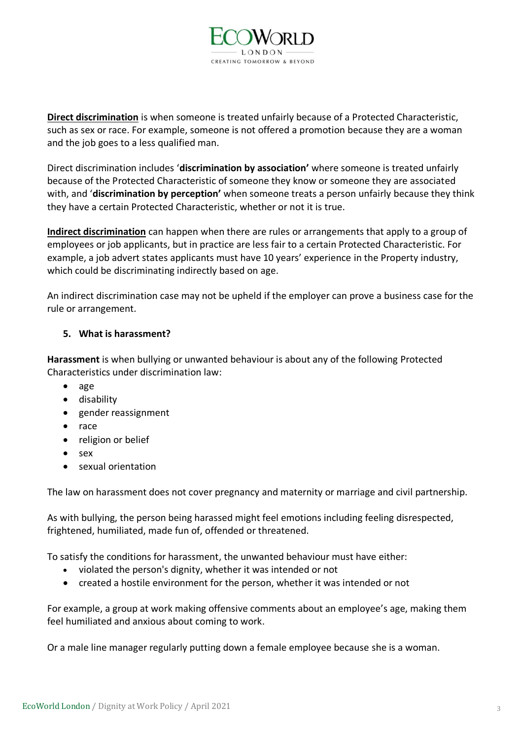**Direct discrimination** is when someone is treated unfairly because of a Protected Characteristic, such as sex or race. For example, someone is not offered a promotion because they are a woman and the job goes to a less qualified man.

Direct discrimination includes '**discrimination by association'** where someone is treated unfairly because of the Protected Characteristic of someone they know or someone they are associated with, and '**discrimination by perception'** when someone treats a person unfairly because they think they have a certain Protected Characteristic, whether or not it is true.

**Indirect discrimination** can happen when there are rules or arrangements that apply to a group of employees or job applicants, but in practice are less fair to a certain Protected Characteristic. For example, a job advert states applicants must have 10 years' experience in the Property industry, which could be discriminating indirectly based on age.

An indirect discrimination case may not be upheld if the employer can prove a business case for the rule or arrangement.

## 5. What is harassment?

**Harassment** is when bullying or unwanted behaviour is about any of the following Protected Characteristics under discrimination law:

- age
- disability
- gender reassignment
- race
- religion or belief
- sex
- sexual orientation

The law on harassment does not cover pregnancy and maternity or marriage and civil partnership.

As with bullying, the person being harassed might feel emotions including feeling disrespected, frightened, humiliated, made fun of, offended or threatened.

To satisfy the conditions for harassment, the unwanted behaviour must have either:

- violated the person's dignity, whether it was intended or not
- created a hostile environment for the person, whether it was intended or not

For example, a group at work making offensive comments about an employee's age, making them feel humiliated and anxious about coming to work.

Or a male line manager regularly putting down a female employee because she is a woman.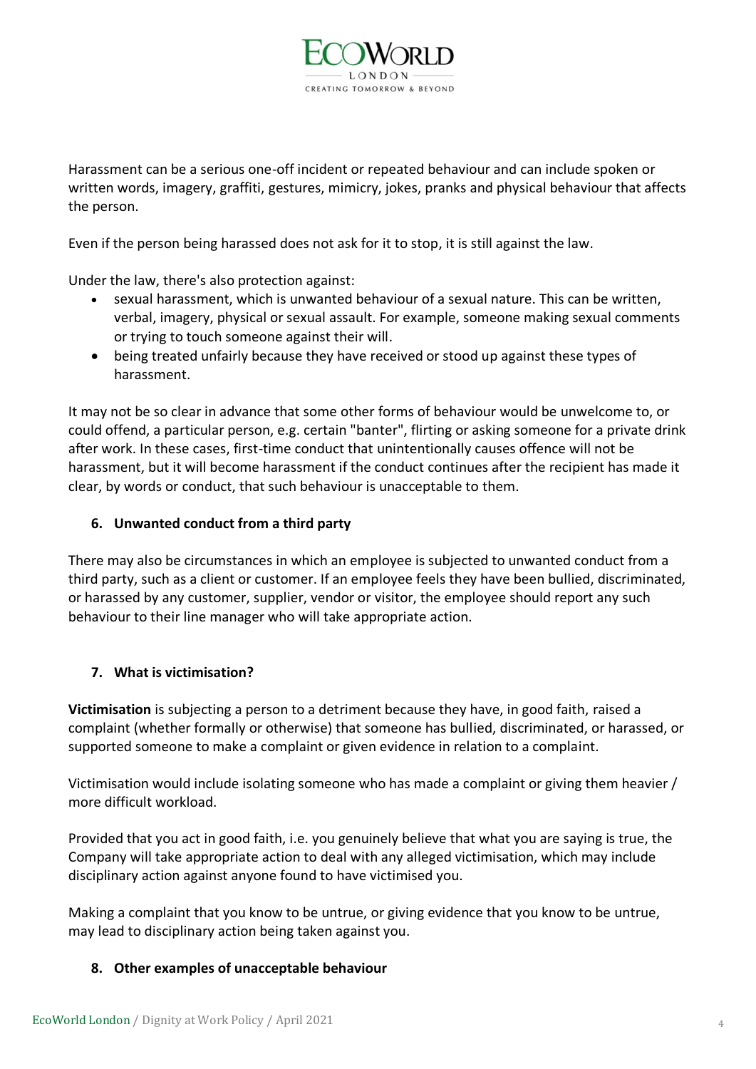Harassment can be a serious one-off incident or repeated behaviour and can include spoken or written words, imagery, graffiti, gestures, mimicry, jokes, pranks and physical behaviour that affects the person.

Even if the person being harassed does not ask for it to stop, it is still against the law.

Under the law, there's also protection against:

- sexual harassment, which is unwanted behaviour of a sexual nature. This can be written, verbal, imagery, physical or sexual assault. For example, someone making sexual comments or trying to touch someone against their will.
- being treated unfairly because they have received or stood up against these types of harassment.

It may not be so clear in advance that some other forms of behaviour would be unwelcome to, or could offend, a particular person, e.g. certain "banter", flirting or asking someone for a private drink after work. In these cases, first-time conduct that unintentionally causes offence will not be harassment, but it will become harassment if the conduct continues after the recipient has made it clear, by words or conduct, that such behaviour is unacceptable to them.

## 6. Unwanted conduct from a third party

There may also be circumstances in which an employee is subjected to unwanted conduct from a third party, such as a client or customer. If an employee feels they have been bullied, discriminated, or harassed by any customer, supplier, vendor or visitor, the employee should report any such behaviour to their line manager who will take appropriate action.

## 7. What is victimisation?

**Victimisation** is subjecting a person to a detriment because they have, in good faith, raised a complaint (whether formally or otherwise) that someone has bullied, discriminated, or harassed, or supported someone to make a complaint or given evidence in relation to a complaint.

Victimisation would include isolating someone who has made a complaint or giving them heavier / more difficult workload.

Provided that you act in good faith, i.e. you genuinely believe that what you are saying is true, the Company will take appropriate action to deal with any alleged victimisation, which may include disciplinary action against anyone found to have victimised you.

Making a complaint that you know to be untrue, or giving evidence that you know to be untrue, may lead to disciplinary action being taken against you.

## 8. Other examples of unacceptable behaviour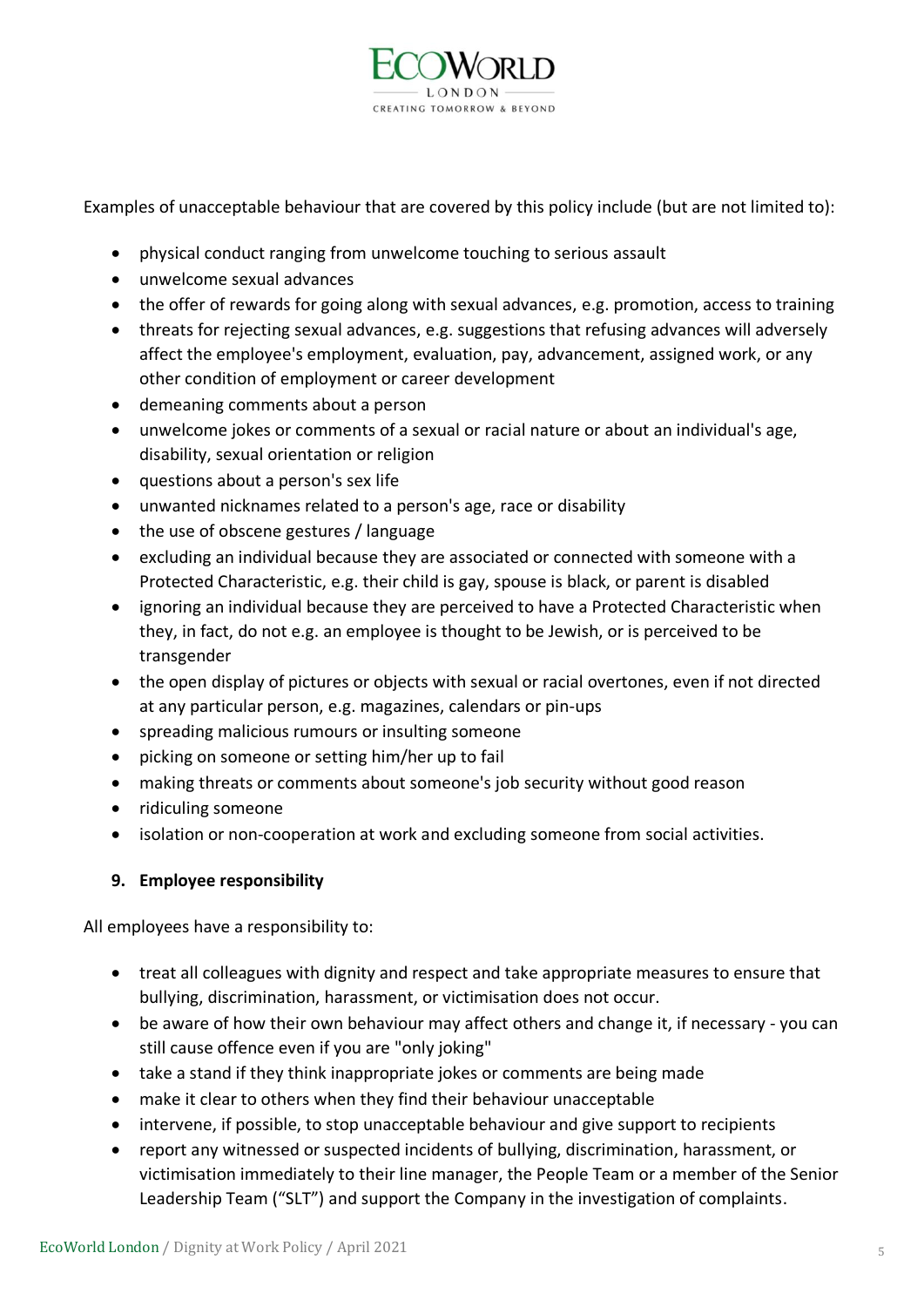Examples of unacceptable behaviour that are covered by this policy include (but are not limited to):

- physical conduct ranging from unwelcome touching to serious assault
- unwelcome sexual advances
- the offer of rewards for going along with sexual advances, e.g. promotion, access to training
- threats for rejecting sexual advances, e.g. suggestions that refusing advances will adversely affect the employee's employment, evaluation, pay, advancement, assigned work, or any other condition of employment or career development
- demeaning comments about a person
- unwelcome jokes or comments of a sexual or racial nature or about an individual's age, disability, sexual orientation or religion
- questions about a person's sex life
- unwanted nicknames related to a person's age, race or disability
- the use of obscene gestures / language
- excluding an individual because they are associated or connected with someone with a Protected Characteristic, e.g. their child is gay, spouse is black, or parent is disabled
- ignoring an individual because they are perceived to have a Protected Characteristic when they, in fact, do not e.g. an employee is thought to be Jewish, or is perceived to be transgender
- the open display of pictures or objects with sexual or racial overtones, even if not directed at any particular person, e.g. magazines, calendars or pin-ups
- spreading malicious rumours or insulting someone
- picking on someone or setting him/her up to fail
- making threats or comments about someone's job security without good reason
- ridiculing someone
- isolation or non-cooperation at work and excluding someone from social activities.

## 9. Employee responsibility

All employees have a responsibility to:

- treat all colleagues with dignity and respect and take appropriate measures to ensure that bullying, discrimination, harassment, or victimisation does not occur.
- be aware of how their own behaviour may affect others and change it, if necessary - you can still cause offence even if you are "only joking"
- take a stand if they think inappropriate jokes or comments are being made
- make it clear to others when they find their behaviour unacceptable
- intervene, if possible, to stop unacceptable behaviour and give support to recipients
- report any witnessed or suspected incidents of bullying, discrimination, harassment, or victimisation immediately to their line manager, the People Team or a member of the Senior Leadership Team ("SLT") and support the Company in the investigation of complaints.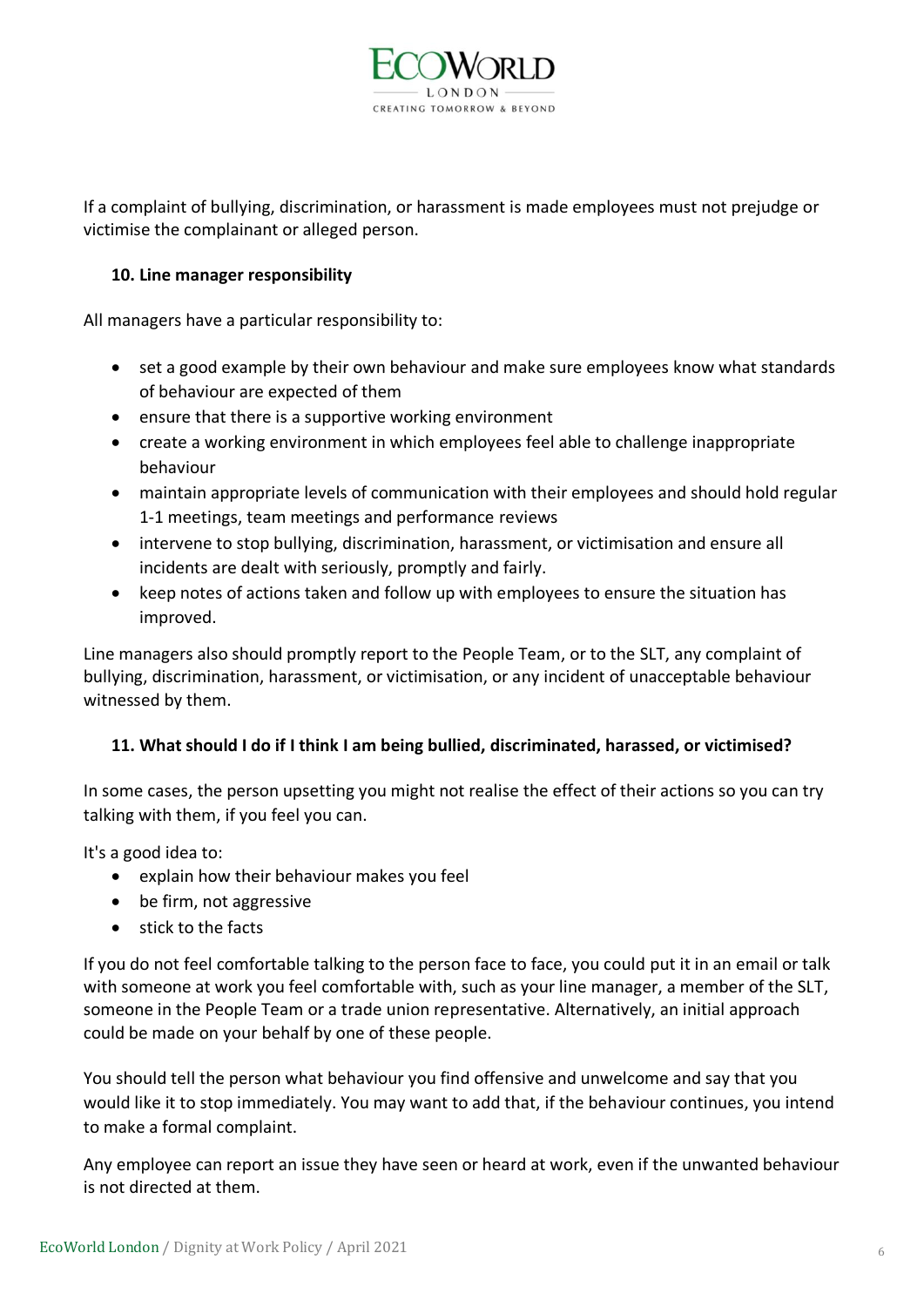If a complaint of bullying, discrimination, or harassment is made employees must not prejudge or victimise the complainant or alleged person.

### 10. Line manager responsibility

All managers have a particular responsibility to:

- set a good example by their own behaviour and make sure employees know what standards of behaviour are expected of them
- ensure that there is a supportive working environment
- create a working environment in which employees feel able to challenge inappropriate behaviour
- maintain appropriate levels of communication with their employees and should hold regular 1-1 meetings, team meetings and performance reviews
- intervene to stop bullying, discrimination, harassment, or victimisation and ensure all incidents are dealt with seriously, promptly and fairly.
- keep notes of actions taken and follow up with employees to ensure the situation has improved.

Line managers also should promptly report to the People Team, or to the SLT, any complaint of bullying, discrimination, harassment, or victimisation, or any incident of unacceptable behaviour witnessed by them.

### 11. What should I do if I think I am being bullied, discriminated, harassed, or victimised?

In some cases, the person upsetting you might not realise the effect of their actions so you can try talking with them, if you feel you can.

It's a good idea to:

- explain how their behaviour makes you feel
- be firm, not aggressive
- stick to the facts

If you do not feel comfortable talking to the person face to face, you could put it in an email or talk with someone at work you feel comfortable with, such as your line manager, a member of the SLT, someone in the People Team or a trade union representative. Alternatively, an initial approach could be made on your behalf by one of these people.

You should tell the person what behaviour you find offensive and unwelcome and say that you would like it to stop immediately. You may want to add that, if the behaviour continues, you intend to make a formal complaint.

Any employee can report an issue they have seen or heard at work, even if the unwanted behaviour is not directed at them.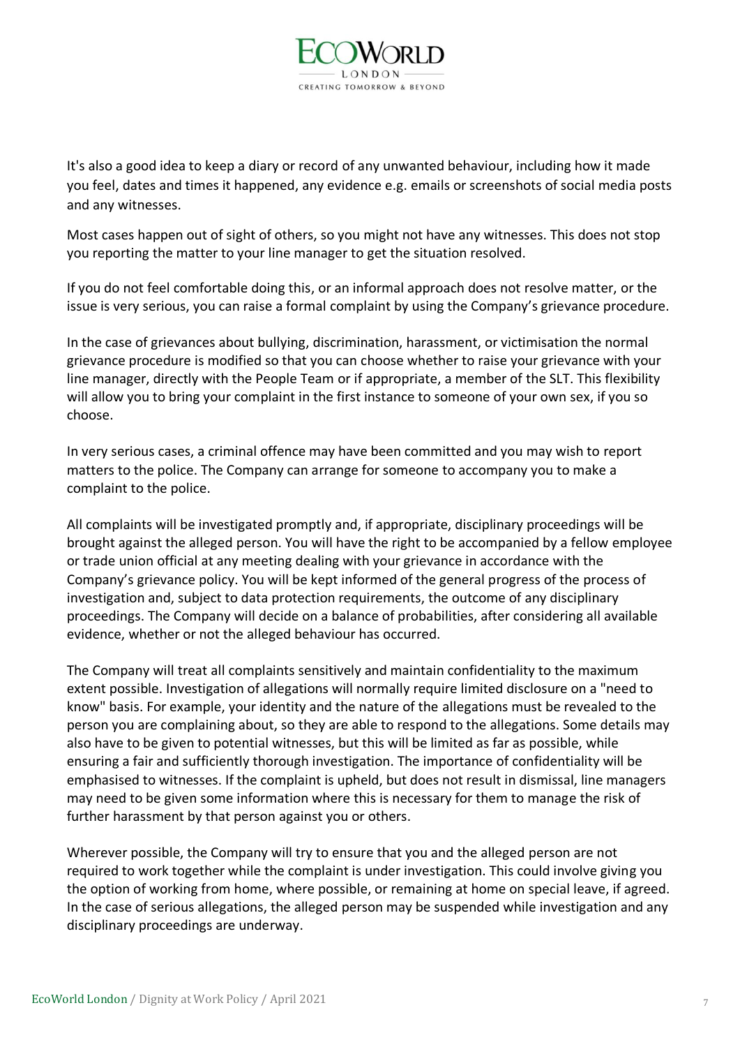It's also a good idea to keep a diary or record of any unwanted behaviour, including how it made you feel, dates and times it happened, any evidence e.g. emails or screenshots of social media posts and any witnesses.

Most cases happen out of sight of others, so you might not have any witnesses. This does not stop you reporting the matter to your line manager to get the situation resolved.

If you do not feel comfortable doing this, or an informal approach does not resolve matter, or the issue is very serious, you can raise a formal complaint by using the Company's grievance procedure.

In the case of grievances about bullying, discrimination, harassment, or victimisation the normal grievance procedure is modified so that you can choose whether to raise your grievance with your line manager, directly with the People Team or if appropriate, a member of the SLT. This flexibility will allow you to bring your complaint in the first instance to someone of your own sex, if you so choose.

In very serious cases, a criminal offence may have been committed and you may wish to report matters to the police. The Company can arrange for someone to accompany you to make a complaint to the police.

All complaints will be investigated promptly and, if appropriate, disciplinary proceedings will be brought against the alleged person. You will have the right to be accompanied by a fellow employee or trade union official at any meeting dealing with your grievance in accordance with the Company's grievance policy. You will be kept informed of the general progress of the process of investigation and, subject to data protection requirements, the outcome of any disciplinary proceedings. The Company will decide on a balance of probabilities, after considering all available evidence, whether or not the alleged behaviour has occurred.

The Company will treat all complaints sensitively and maintain confidentiality to the maximum extent possible. Investigation of allegations will normally require limited disclosure on a "need to know" basis. For example, your identity and the nature of the allegations must be revealed to the person you are complaining about, so they are able to respond to the allegations. Some details may also have to be given to potential witnesses, but this will be limited as far as possible, while ensuring a fair and sufficiently thorough investigation. The importance of confidentiality will be emphasised to witnesses. If the complaint is upheld, but does not result in dismissal, line managers may need to be given some information where this is necessary for them to manage the risk of further harassment by that person against you or others.

Wherever possible, the Company will try to ensure that you and the alleged person are not required to work together while the complaint is under investigation. This could involve giving you the option of working from home, where possible, or remaining at home on special leave, if agreed. In the case of serious allegations, the alleged person may be suspended while investigation and any disciplinary proceedings are underway.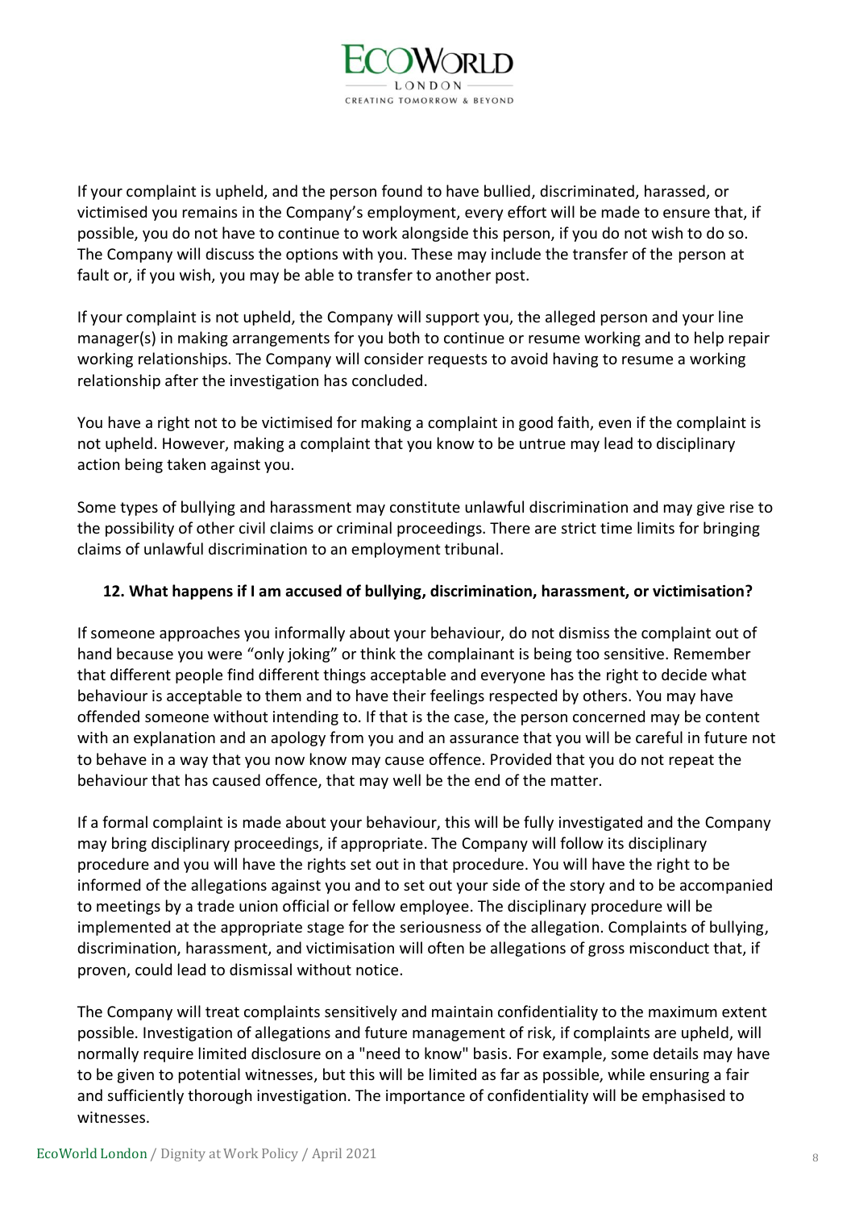If your complaint is upheld, and the person found to have bullied, discriminated, harassed, or victimised you remains in the Company's employment, every effort will be made to ensure that, if possible, you do not have to continue to work alongside this person, if you do not wish to do so. The Company will discuss the options with you. These may include the transfer of the person at fault or, if you wish, you may be able to transfer to another post.

If your complaint is not upheld, the Company will support you, the alleged person and your line manager(s) in making arrangements for you both to continue or resume working and to help repair working relationships. The Company will consider requests to avoid having to resume a working relationship after the investigation has concluded.

You have a right not to be victimised for making a complaint in good faith, even if the complaint is not upheld. However, making a complaint that you know to be untrue may lead to disciplinary action being taken against you.

Some types of bullying and harassment may constitute unlawful discrimination and may give rise to the possibility of other civil claims or criminal proceedings. There are strict time limits for bringing claims of unlawful discrimination to an employment tribunal.

## 12. What happens if I am accused of bullying, discrimination, harassment, or victimisation?

If someone approaches you informally about your behaviour, do not dismiss the complaint out of hand because you were "only joking" or think the complainant is being too sensitive. Remember that different people find different things acceptable and everyone has the right to decide what behaviour is acceptable to them and to have their feelings respected by others. You may have offended someone without intending to. If that is the case, the person concerned may be content with an explanation and an apology from you and an assurance that you will be careful in future not to behave in a way that you now know may cause offence. Provided that you do not repeat the behaviour that has caused offence, that may well be the end of the matter.

If a formal complaint is made about your behaviour, this will be fully investigated and the Company may bring disciplinary proceedings, if appropriate. The Company will follow its disciplinary procedure and you will have the rights set out in that procedure. You will have the right to be informed of the allegations against you and to set out your side of the story and to be accompanied to meetings by a trade union official or fellow employee. The disciplinary procedure will be implemented at the appropriate stage for the seriousness of the allegation. Complaints of bullying, discrimination, harassment, and victimisation will often be allegations of gross misconduct that, if proven, could lead to dismissal without notice.

The Company will treat complaints sensitively and maintain confidentiality to the maximum extent possible. Investigation of allegations and future management of risk, if complaints are upheld, will normally require limited disclosure on a "need to know" basis. For example, some details may have to be given to potential witnesses, but this will be limited as far as possible, while ensuring a fair and sufficiently thorough investigation. The importance of confidentiality will be emphasised to witnesses.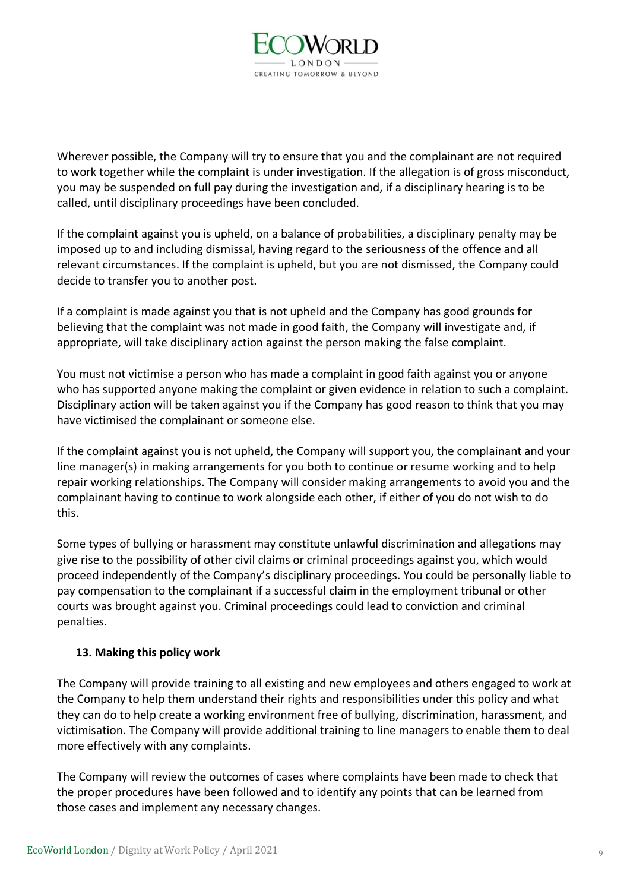Wherever possible, the Company will try to ensure that you and the complainant are not required to work together while the complaint is under investigation. If the allegation is of gross misconduct, you may be suspended on full pay during the investigation and, if a disciplinary hearing is to be called, until disciplinary proceedings have been concluded.

If the complaint against you is upheld, on a balance of probabilities, a disciplinary penalty may be imposed up to and including dismissal, having regard to the seriousness of the offence and all relevant circumstances. If the complaint is upheld, but you are not dismissed, the Company could decide to transfer you to another post.

If a complaint is made against you that is not upheld and the Company has good grounds for believing that the complaint was not made in good faith, the Company will investigate and, if appropriate, will take disciplinary action against the person making the false complaint.

You must not victimise a person who has made a complaint in good faith against you or anyone who has supported anyone making the complaint or given evidence in relation to such a complaint. Disciplinary action will be taken against you if the Company has good reason to think that you may have victimised the complainant or someone else.

If the complaint against you is not upheld, the Company will support you, the complainant and your line manager(s) in making arrangements for you both to continue or resume working and to help repair working relationships. The Company will consider making arrangements to avoid you and the complainant having to continue to work alongside each other, if either of you do not wish to do this.

Some types of bullying or harassment may constitute unlawful discrimination and allegations may give rise to the possibility of other civil claims or criminal proceedings against you, which would proceed independently of the Company's disciplinary proceedings. You could be personally liable to pay compensation to the complainant if a successful claim in the employment tribunal or other courts was brought against you. Criminal proceedings could lead to conviction and criminal penalties.

## 13. Making this policy work

The Company will provide training to all existing and new employees and others engaged to work at the Company to help them understand their rights and responsibilities under this policy and what they can do to help create a working environment free of bullying, discrimination, harassment, and victimisation. The Company will provide additional training to line managers to enable them to deal more effectively with any complaints.

The Company will review the outcomes of cases where complaints have been made to check that the proper procedures have been followed and to identify any points that can be learned from those cases and implement any necessary changes.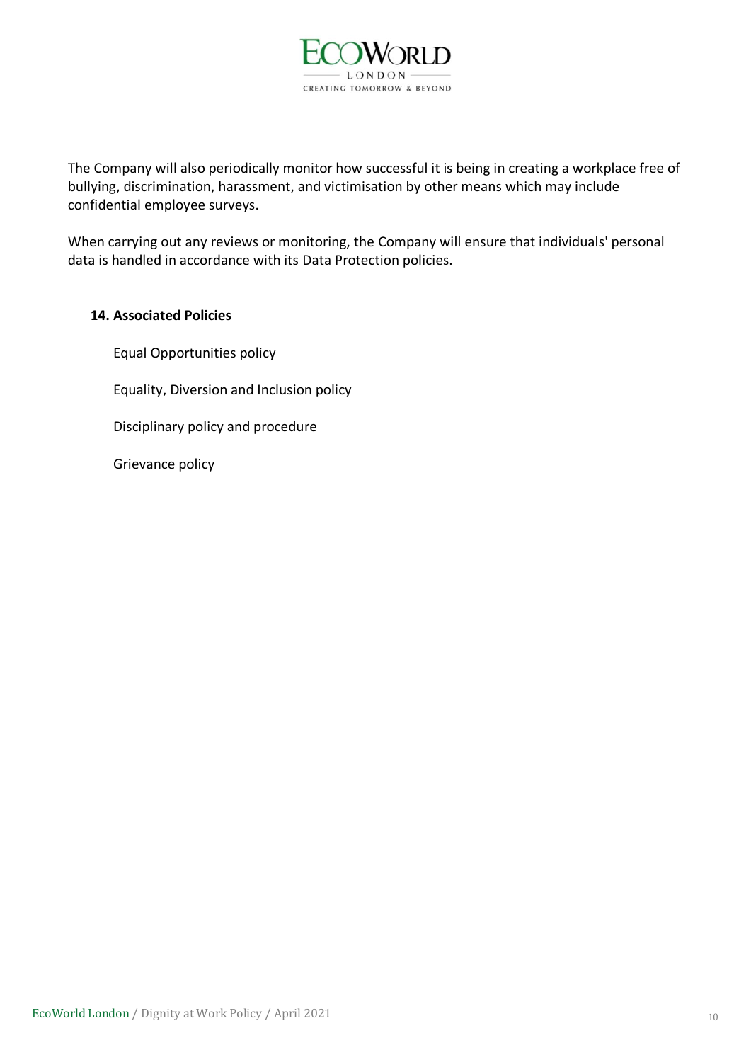The Company will also periodically monitor how successful it is being in creating a workplace free of bullying, discrimination, harassment, and victimisation by other means which may include confidential employee surveys.

When carrying out any reviews or monitoring, the Company will ensure that individuals' personal data is handled in accordance with its Data Protection policies.

## 14. Associated Policies

Equal Opportunities policy

Equality, Diversion and Inclusion policy

Disciplinary policy and procedure

Grievance policy